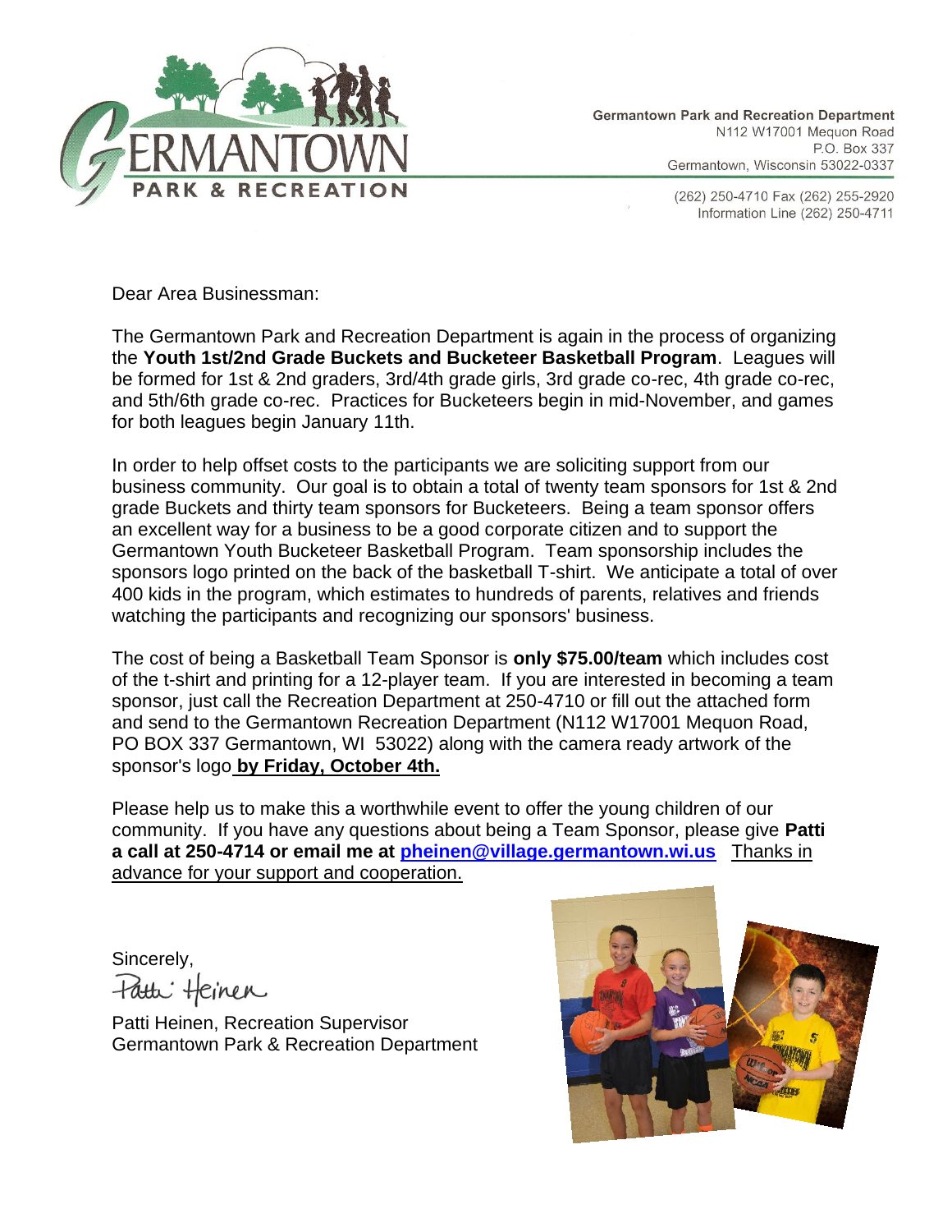Germantown Park and Recreation Department
N112 W17001 Mequon Road
P.O. Box 337
Germantown, Wisconsin 53022-0337

(262) 250-4710 Fax (262) 255-2920
Information Line (262) 250-4711

Dear Area Businessman:

The Germantown Park and Recreation Department is again in the process of organizing the **Youth 1st/2nd Grade Buckets and Bucketeer Basketball Program**. Leagues will be formed for 1st & 2nd graders, 3rd/4th grade girls, 3rd grade co-rec, 4th grade co-rec, and 5th/6th grade co-rec. Practices for Bucketeers begin in mid-November, and games for both leagues begin January 11th.

In order to help offset costs to the participants we are soliciting support from our business community. Our goal is to obtain a total of twenty team sponsors for 1st & 2nd grade Buckets and thirty team sponsors for Bucketeers. Being a team sponsor offers an excellent way for a business to be a good corporate citizen and to support the Germantown Youth Bucketeer Basketball Program. Team sponsorship includes the sponsors logo printed on the back of the basketball T-shirt. We anticipate a total of over 400 kids in the program, which estimates to hundreds of parents, relatives and friends watching the participants and recognizing our sponsors' business.

The cost of being a Basketball Team Sponsor is **only $75.00/team** which includes cost of the t-shirt and printing for a 12-player team. If you are interested in becoming a team sponsor, just call the Recreation Department at 250-4710 or fill out the attached form and send to the Germantown Recreation Department (N112 W17001 Mequon Road, PO BOX 337 Germantown, WI 53022) along with the camera ready artwork of the sponsor's logo **by Friday, October 4th.**

Please help us to make this a worthwhile event to offer the young children of our community. If you have any questions about being a Team Sponsor, please give **Patti a call at 250-4714 or email me at pheinen@village.germantown.wi.us** Thanks in advance for your support and cooperation.

Sincerely,

Patti Heinen

Patti Heinen, Recreation Supervisor
Germantown Park & Recreation Department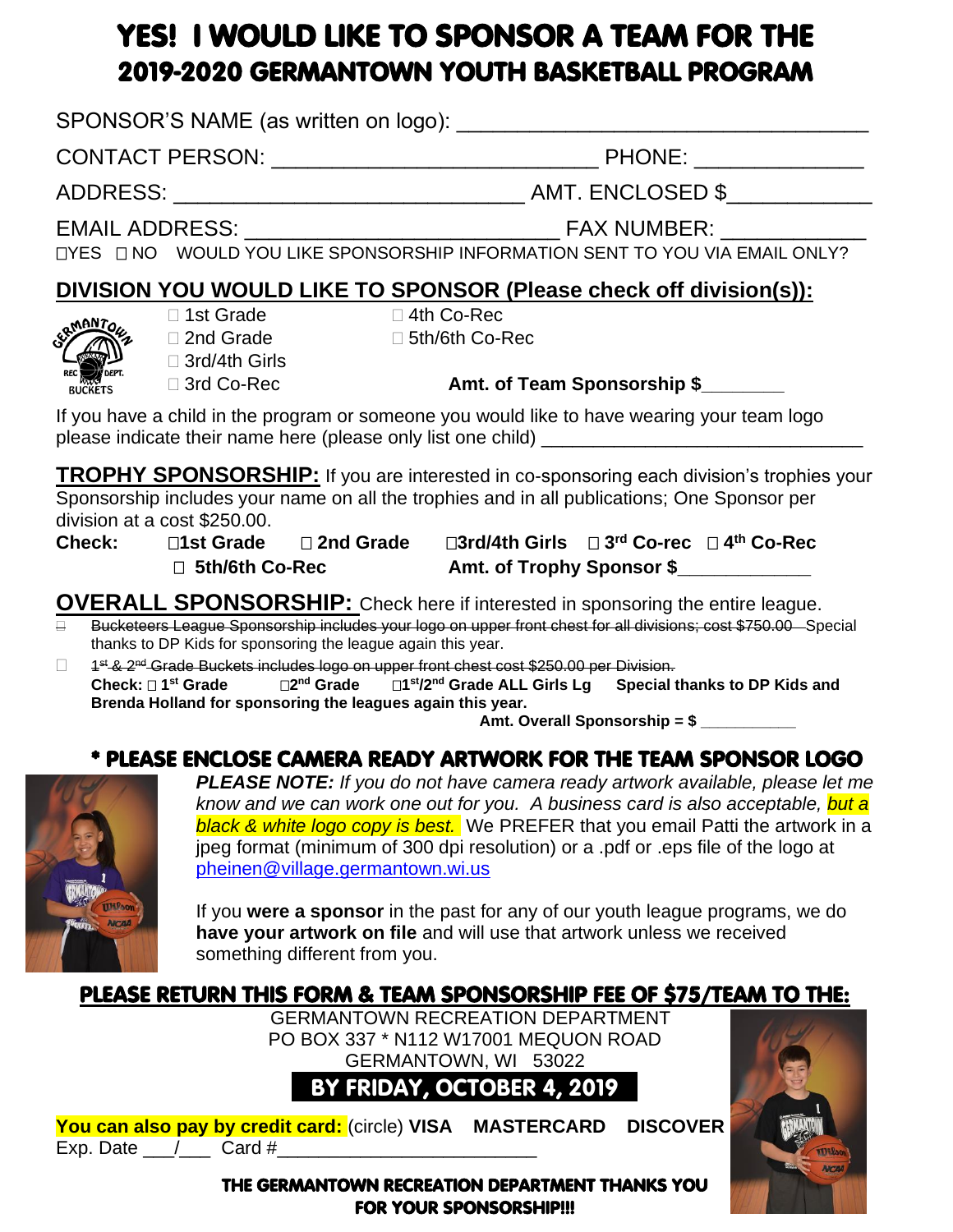# YES! I WOULD LIKE TO SPONSOR A TEAM FOR THE 2019-2020 GERMANTOWN YOUTH BASKETBALL PROGRAM

SPONSOR'S NAME (as written on logo): ___________________________________

CONTACT PERSON: ____________________________ PHONE: ______________

ADDRESS: ______________________________ AMT. ENCLOSED $____________

EMAIL ADDRESS: ___________________________ FAX NUMBER: ___________

☐YES ☐NO WOULD YOU LIKE SPONSORSHIP INFORMATION SENT TO YOU VIA EMAIL ONLY?

## DIVISION YOU WOULD LIKE TO SPONSOR (Please check off division(s)):

☐ 1st Grade
☐ 2nd Grade
☐ 3rd/4th Girls
☐ 3rd Co-Rec
☐ 4th Co-Rec
☐ 5th/6th Co-Rec

**Amt. of Team Sponsorship $________**

If you have a child in the program or someone you would like to have wearing your team logo please indicate their name here (please only list one child) ______________________________

**TROPHY SPONSORSHIP:** If you are interested in co-sponsoring each division's trophies your Sponsorship includes your name on all the trophies and in all publications; One Sponsor per division at a cost $250.00.

**Check:** ☐**1st Grade** ☐ **2nd Grade** ☐**3rd/4th Girls** ☐ **3rd Co-rec** ☐ **4th Co-Rec** ☐ **5th/6th Co-Rec** **Amt. of Trophy Sponsor $____________**

**OVERALL SPONSORSHIP:** Check here if interested in sponsoring the entire league.

☐ ~~Bucketeers League Sponsorship includes your logo on upper front chest for all divisions; cost $750.00~~ Special thanks to DP Kids for sponsoring the league again this year.

☐ ~~1st & 2nd Grade Buckets includes logo on upper front chest cost $250.00 per Division.~~
**Check:** ☐ **1st Grade** ☐**2nd Grade** ☐**1st/2nd Grade ALL Girls Lg** **Special thanks to DP Kids and Brenda Holland for sponsoring the leagues again this year.**

**Amt. Overall Sponsorship = $ ___________**

## * PLEASE ENCLOSE CAMERA READY ARTWORK FOR THE TEAM SPONSOR LOGO

***PLEASE NOTE:*** *If you do not have camera ready artwork available, please let me know and we can work one out for you. A business card is also acceptable, but a black & white logo copy is best.* We PREFER that you email Patti the artwork in a jpeg format (minimum of 300 dpi resolution) or a .pdf or .eps file of the logo at pheinen@village.germantown.wi.us

If you **were a sponsor** in the past for any of our youth league programs, we do **have your artwork on file** and will use that artwork unless we received something different from you.

## PLEASE RETURN THIS FORM & TEAM SPONSORSHIP FEE OF $75/TEAM TO THE:

GERMANTOWN RECREATION DEPARTMENT
PO BOX 337 * N112 W17001 MEQUON ROAD
GERMANTOWN, WI 53022

**BY FRIDAY, OCTOBER 4, 2019**

**You can also pay by credit card:** (circle) **VISA MASTERCARD DISCOVER**
Exp. Date ___/___ Card #_________________________

**THE GERMANTOWN RECREATION DEPARTMENT THANKS YOU FOR YOUR SPONSORSHIP!!!**